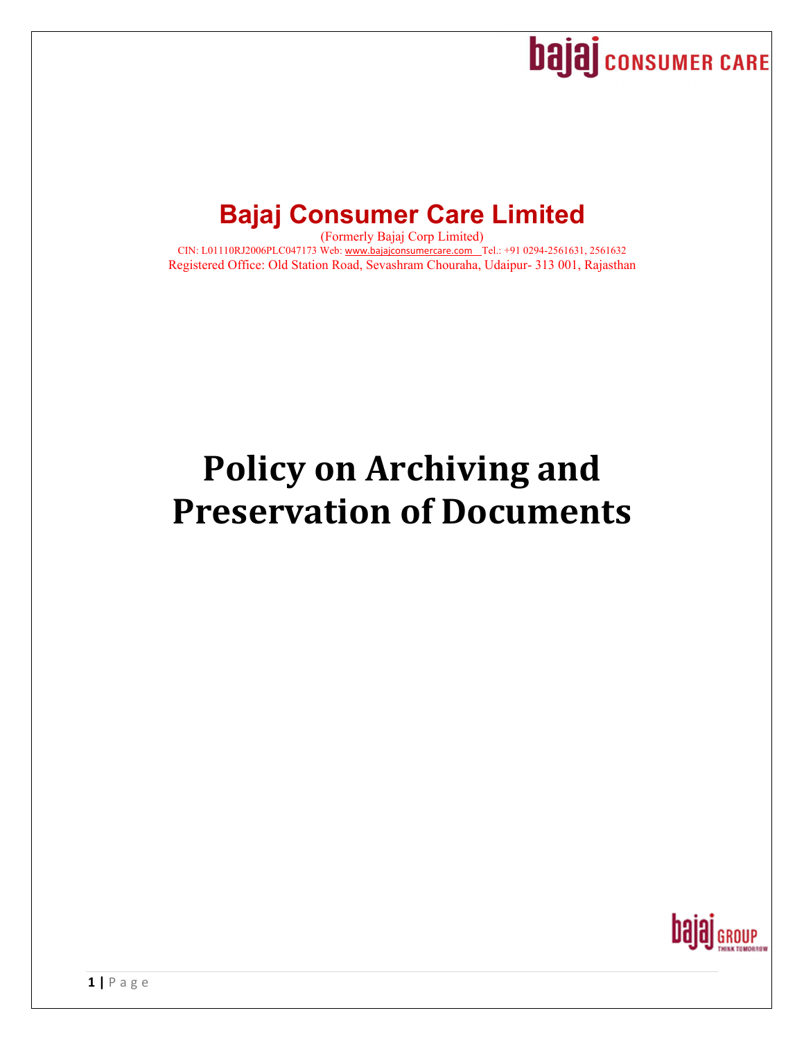# Bajaj Consumer Care Limited

(Formerly Bajaj Corp Limited)

CIN: L01110RJ2006PLC047173 Web: www.bajajconsumercare.com Tel.: +91 0294-2561631, 2561632

Registered Office: Old Station Road, Sevashram Chouraha, Udaipur- 313 001, Rajasthan

# Policy on Archiving and Preservation of Documents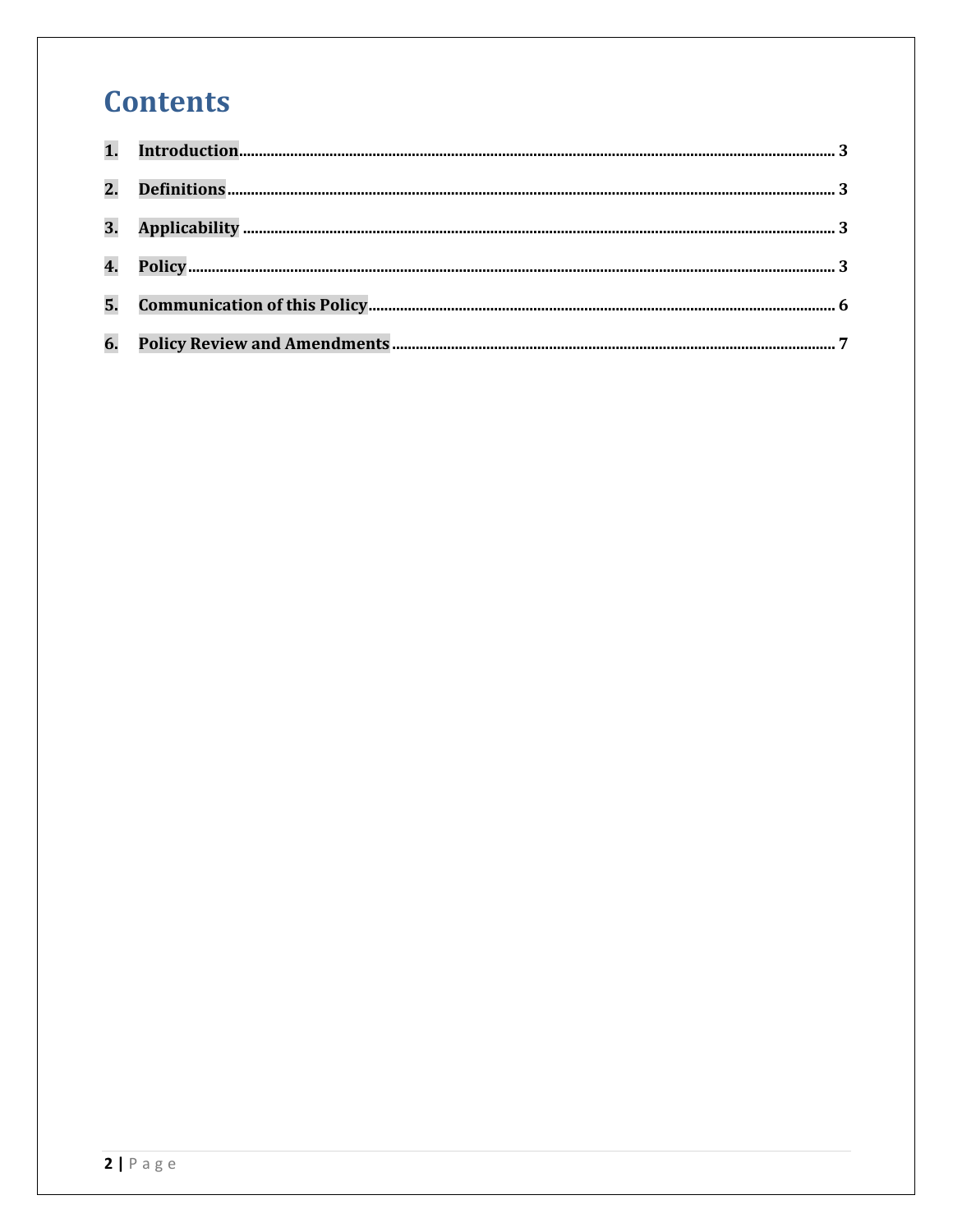# Contents

1. **Introduction** ........ 3
2. **Definitions** ........ 3
3. **Applicability** ........ 3
4. **Policy** ........ 3
5. **Communication of this Policy** ........ 6
6. **Policy Review and Amendments** ........ 7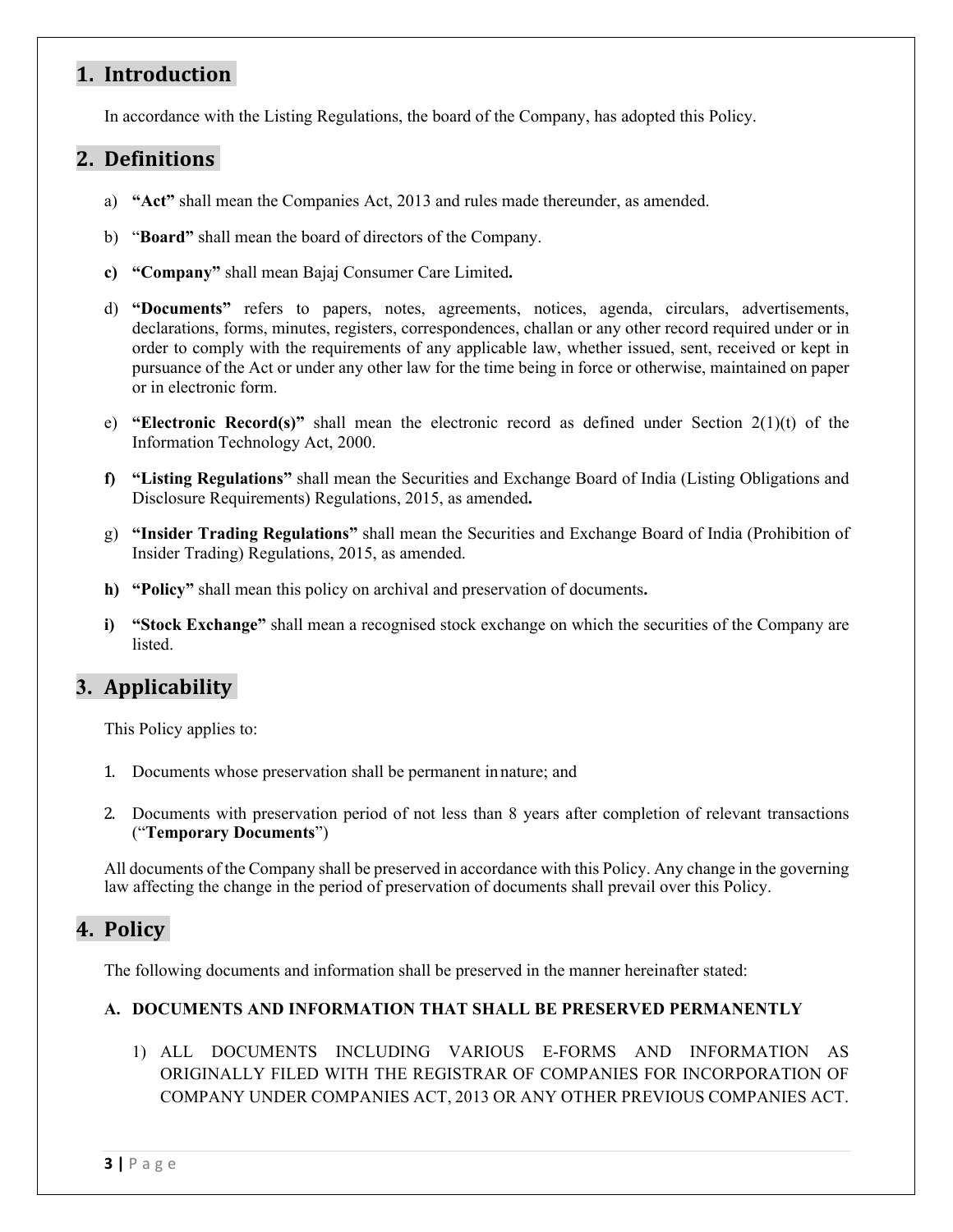## 1. Introduction

In accordance with the Listing Regulations, the board of the Company, has adopted this Policy.

## 2. Definitions

a) **"Act"** shall mean the Companies Act, 2013 and rules made thereunder, as amended.

b) "**Board"** shall mean the board of directors of the Company.

**c) "Company"** shall mean Bajaj Consumer Care Limited**.**

d) **"Documents"** refers to papers, notes, agreements, notices, agenda, circulars, advertisements, declarations, forms, minutes, registers, correspondences, challan or any other record required under or in order to comply with the requirements of any applicable law, whether issued, sent, received or kept in pursuance of the Act or under any other law for the time being in force or otherwise, maintained on paper or in electronic form.

e) **"Electronic Record(s)"** shall mean the electronic record as defined under Section 2(1)(t) of the Information Technology Act, 2000.

**f) "Listing Regulations"** shall mean the Securities and Exchange Board of India (Listing Obligations and Disclosure Requirements) Regulations, 2015, as amended**.**

g) **"Insider Trading Regulations"** shall mean the Securities and Exchange Board of India (Prohibition of Insider Trading) Regulations, 2015, as amended.

**h) "Policy"** shall mean this policy on archival and preservation of documents**.**

**i) "Stock Exchange"** shall mean a recognised stock exchange on which the securities of the Company are listed.

## 3. Applicability

This Policy applies to:

1. Documents whose preservation shall be permanent in nature; and

2. Documents with preservation period of not less than 8 years after completion of relevant transactions ("**Temporary Documents**")

All documents of the Company shall be preserved in accordance with this Policy. Any change in the governing law affecting the change in the period of preservation of documents shall prevail over this Policy.

## 4. Policy

The following documents and information shall be preserved in the manner hereinafter stated:

### A. DOCUMENTS AND INFORMATION THAT SHALL BE PRESERVED PERMANENTLY

1) ALL DOCUMENTS INCLUDING VARIOUS E-FORMS AND INFORMATION AS ORIGINALLY FILED WITH THE REGISTRAR OF COMPANIES FOR INCORPORATION OF COMPANY UNDER COMPANIES ACT, 2013 OR ANY OTHER PREVIOUS COMPANIES ACT.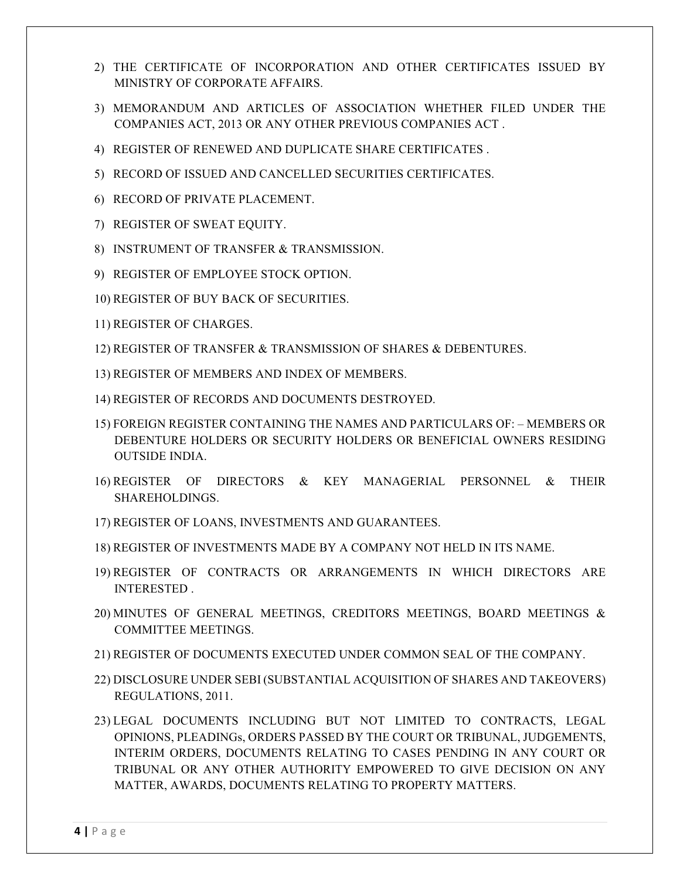2) THE CERTIFICATE OF INCORPORATION AND OTHER CERTIFICATES ISSUED BY MINISTRY OF CORPORATE AFFAIRS.
3) MEMORANDUM AND ARTICLES OF ASSOCIATION WHETHER FILED UNDER THE COMPANIES ACT, 2013 OR ANY OTHER PREVIOUS COMPANIES ACT .
4) REGISTER OF RENEWED AND DUPLICATE SHARE CERTIFICATES .
5) RECORD OF ISSUED AND CANCELLED SECURITIES CERTIFICATES.
6) RECORD OF PRIVATE PLACEMENT.
7) REGISTER OF SWEAT EQUITY.
8) INSTRUMENT OF TRANSFER & TRANSMISSION.
9) REGISTER OF EMPLOYEE STOCK OPTION.
10) REGISTER OF BUY BACK OF SECURITIES.
11) REGISTER OF CHARGES.
12) REGISTER OF TRANSFER & TRANSMISSION OF SHARES & DEBENTURES.
13) REGISTER OF MEMBERS AND INDEX OF MEMBERS.
14) REGISTER OF RECORDS AND DOCUMENTS DESTROYED.
15) FOREIGN REGISTER CONTAINING THE NAMES AND PARTICULARS OF: – MEMBERS OR DEBENTURE HOLDERS OR SECURITY HOLDERS OR BENEFICIAL OWNERS RESIDING OUTSIDE INDIA.
16) REGISTER OF DIRECTORS & KEY MANAGERIAL PERSONNEL & THEIR SHAREHOLDINGS.
17) REGISTER OF LOANS, INVESTMENTS AND GUARANTEES.
18) REGISTER OF INVESTMENTS MADE BY A COMPANY NOT HELD IN ITS NAME.
19) REGISTER OF CONTRACTS OR ARRANGEMENTS IN WHICH DIRECTORS ARE INTERESTED .
20) MINUTES OF GENERAL MEETINGS, CREDITORS MEETINGS, BOARD MEETINGS & COMMITTEE MEETINGS.
21) REGISTER OF DOCUMENTS EXECUTED UNDER COMMON SEAL OF THE COMPANY.
22) DISCLOSURE UNDER SEBI (SUBSTANTIAL ACQUISITION OF SHARES AND TAKEOVERS) REGULATIONS, 2011.
23) LEGAL DOCUMENTS INCLUDING BUT NOT LIMITED TO CONTRACTS, LEGAL OPINIONS, PLEADINGs, ORDERS PASSED BY THE COURT OR TRIBUNAL, JUDGEMENTS, INTERIM ORDERS, DOCUMENTS RELATING TO CASES PENDING IN ANY COURT OR TRIBUNAL OR ANY OTHER AUTHORITY EMPOWERED TO GIVE DECISION ON ANY MATTER, AWARDS, DOCUMENTS RELATING TO PROPERTY MATTERS.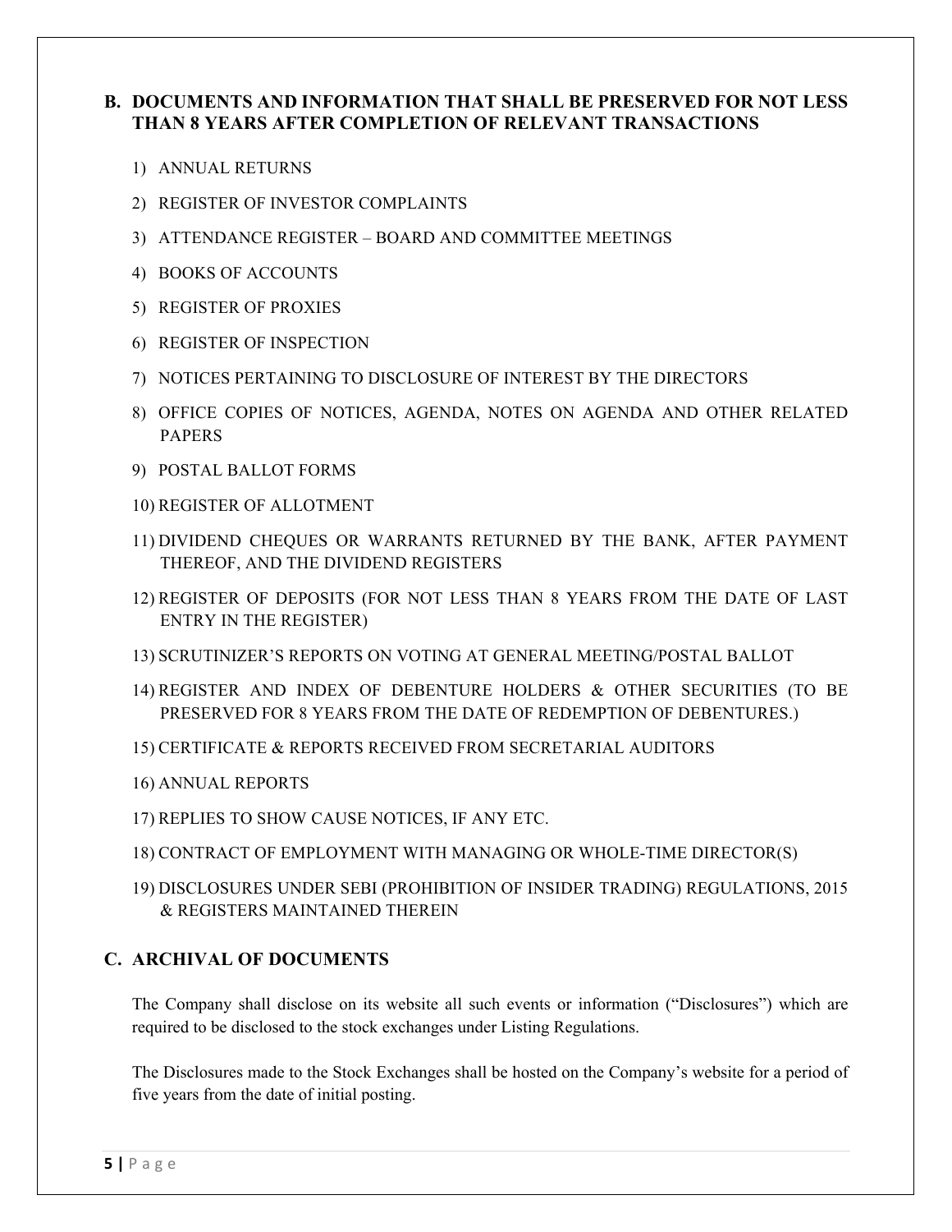## B. DOCUMENTS AND INFORMATION THAT SHALL BE PRESERVED FOR NOT LESS THAN 8 YEARS AFTER COMPLETION OF RELEVANT TRANSACTIONS

1) ANNUAL RETURNS
2) REGISTER OF INVESTOR COMPLAINTS
3) ATTENDANCE REGISTER – BOARD AND COMMITTEE MEETINGS
4) BOOKS OF ACCOUNTS
5) REGISTER OF PROXIES
6) REGISTER OF INSPECTION
7) NOTICES PERTAINING TO DISCLOSURE OF INTEREST BY THE DIRECTORS
8) OFFICE COPIES OF NOTICES, AGENDA, NOTES ON AGENDA AND OTHER RELATED PAPERS
9) POSTAL BALLOT FORMS
10) REGISTER OF ALLOTMENT
11) DIVIDEND CHEQUES OR WARRANTS RETURNED BY THE BANK, AFTER PAYMENT THEREOF, AND THE DIVIDEND REGISTERS
12) REGISTER OF DEPOSITS (FOR NOT LESS THAN 8 YEARS FROM THE DATE OF LAST ENTRY IN THE REGISTER)
13) SCRUTINIZER'S REPORTS ON VOTING AT GENERAL MEETING/POSTAL BALLOT
14) REGISTER AND INDEX OF DEBENTURE HOLDERS & OTHER SECURITIES (TO BE PRESERVED FOR 8 YEARS FROM THE DATE OF REDEMPTION OF DEBENTURES.)
15) CERTIFICATE & REPORTS RECEIVED FROM SECRETARIAL AUDITORS
16) ANNUAL REPORTS
17) REPLIES TO SHOW CAUSE NOTICES, IF ANY ETC.
18) CONTRACT OF EMPLOYMENT WITH MANAGING OR WHOLE-TIME DIRECTOR(S)
19) DISCLOSURES UNDER SEBI (PROHIBITION OF INSIDER TRADING) REGULATIONS, 2015 & REGISTERS MAINTAINED THEREIN

## C. ARCHIVAL OF DOCUMENTS

The Company shall disclose on its website all such events or information ("Disclosures") which are required to be disclosed to the stock exchanges under Listing Regulations.

The Disclosures made to the Stock Exchanges shall be hosted on the Company's website for a period of five years from the date of initial posting.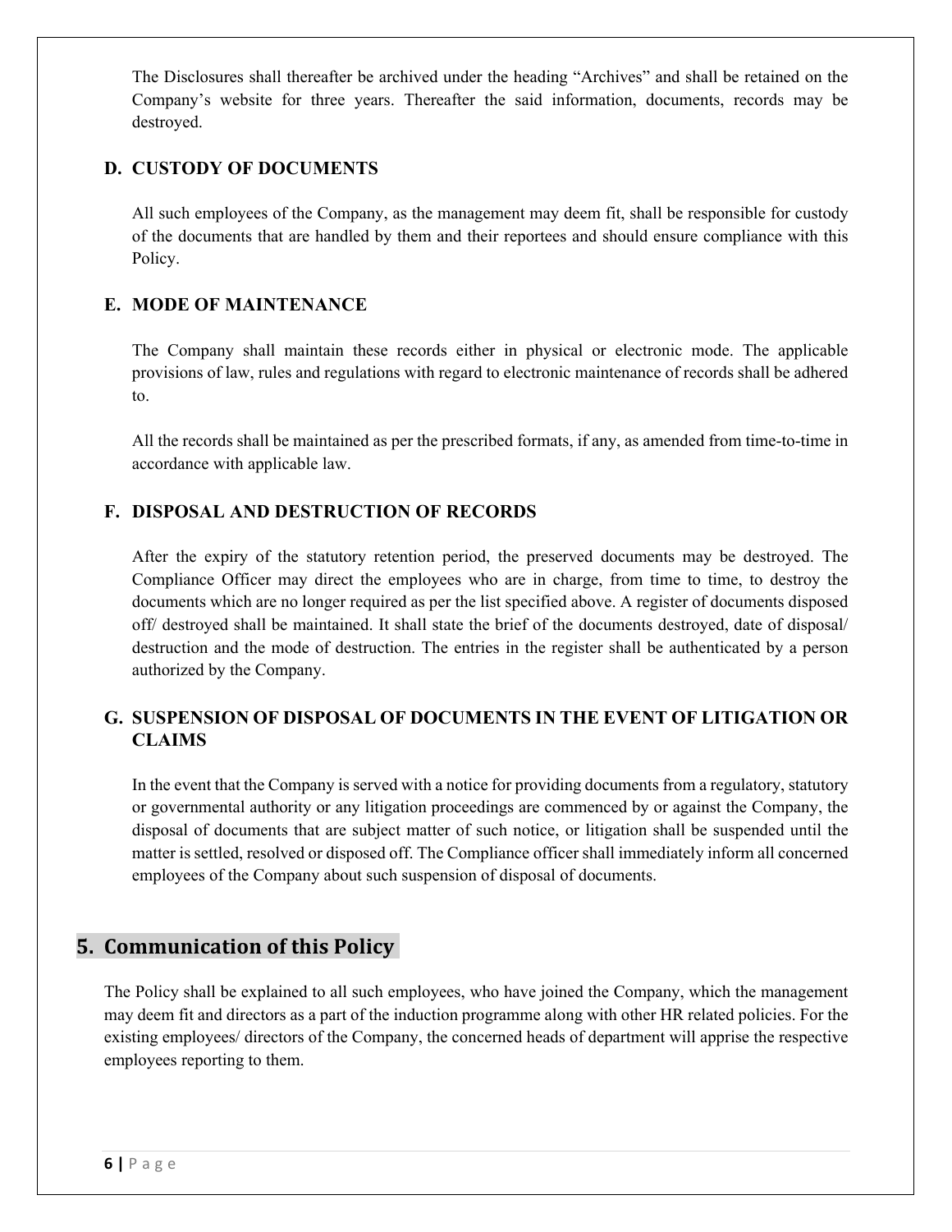The Disclosures shall thereafter be archived under the heading "Archives" and shall be retained on the Company's website for three years. Thereafter the said information, documents, records may be destroyed.

### D. CUSTODY OF DOCUMENTS

All such employees of the Company, as the management may deem fit, shall be responsible for custody of the documents that are handled by them and their reportees and should ensure compliance with this Policy.

### E. MODE OF MAINTENANCE

The Company shall maintain these records either in physical or electronic mode. The applicable provisions of law, rules and regulations with regard to electronic maintenance of records shall be adhered to.

All the records shall be maintained as per the prescribed formats, if any, as amended from time-to-time in accordance with applicable law.

### F. DISPOSAL AND DESTRUCTION OF RECORDS

After the expiry of the statutory retention period, the preserved documents may be destroyed. The Compliance Officer may direct the employees who are in charge, from time to time, to destroy the documents which are no longer required as per the list specified above. A register of documents disposed off/ destroyed shall be maintained. It shall state the brief of the documents destroyed, date of disposal/ destruction and the mode of destruction. The entries in the register shall be authenticated by a person authorized by the Company.

### G. SUSPENSION OF DISPOSAL OF DOCUMENTS IN THE EVENT OF LITIGATION OR CLAIMS

In the event that the Company is served with a notice for providing documents from a regulatory, statutory or governmental authority or any litigation proceedings are commenced by or against the Company, the disposal of documents that are subject matter of such notice, or litigation shall be suspended until the matter is settled, resolved or disposed off. The Compliance officer shall immediately inform all concerned employees of the Company about such suspension of disposal of documents.

## 5. Communication of this Policy

The Policy shall be explained to all such employees, who have joined the Company, which the management may deem fit and directors as a part of the induction programme along with other HR related policies. For the existing employees/ directors of the Company, the concerned heads of department will apprise the respective employees reporting to them.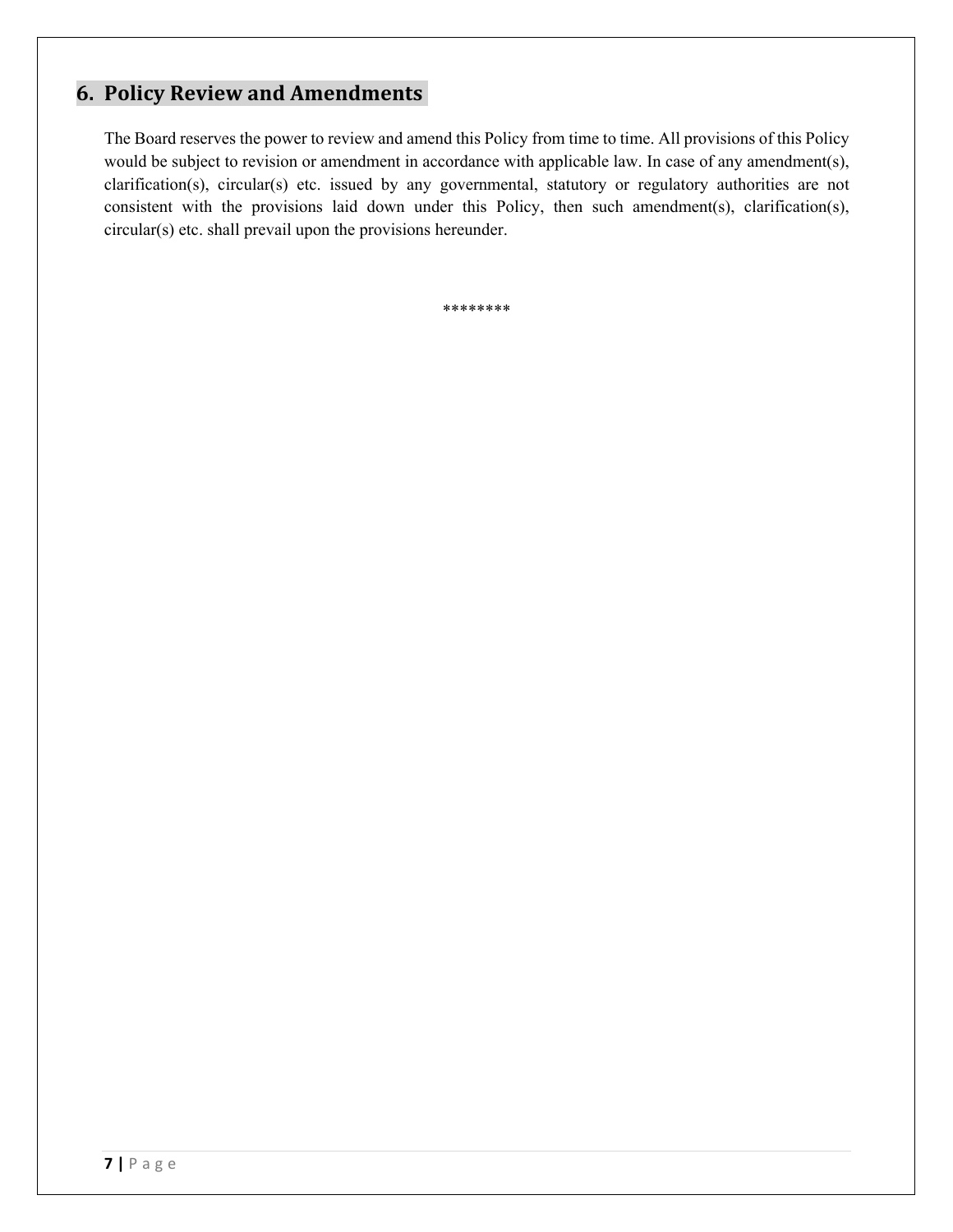## 6. Policy Review and Amendments

The Board reserves the power to review and amend this Policy from time to time. All provisions of this Policy would be subject to revision or amendment in accordance with applicable law. In case of any amendment(s), clarification(s), circular(s) etc. issued by any governmental, statutory or regulatory authorities are not consistent with the provisions laid down under this Policy, then such amendment(s), clarification(s), circular(s) etc. shall prevail upon the provisions hereunder.

********